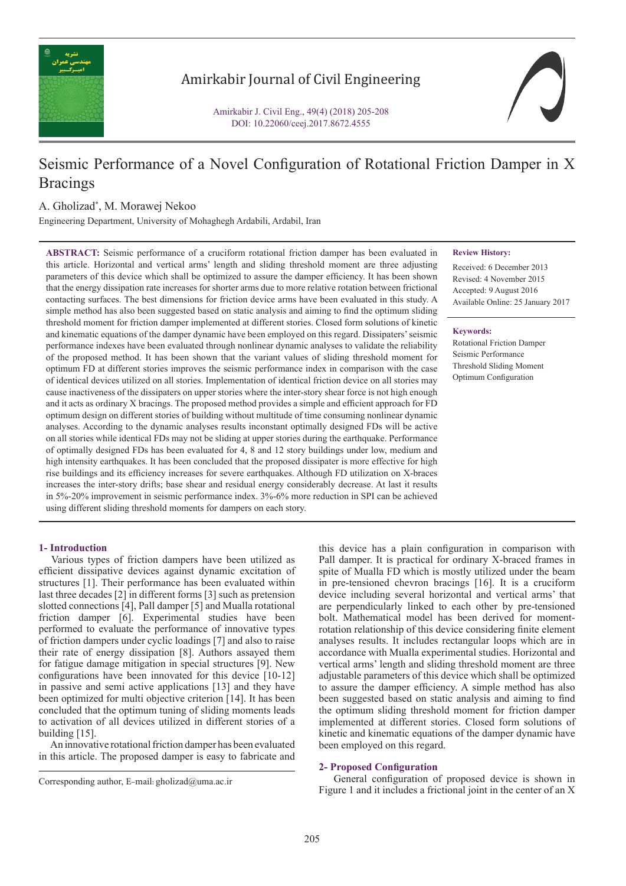# Seismic Performance of a Novel Configuration of Rotational Friction Damper in X Bracings

A. Gholizad*, M. Morawej Nekoo

Engineering Department, University of Mohaghegh Ardabili, Ardabil, Iran

**ABSTRACT:** Seismic performance of a cruciform rotational friction damper has been evaluated in this article. Horizontal and vertical arms' length and sliding threshold moment are three adjusting parameters of this device which shall be optimized to assure the damper efficiency. It has been shown that the energy dissipation rate increases for shorter arms due to more relative rotation between frictional contacting surfaces. The best dimensions for friction device arms have been evaluated in this study. A simple method has also been suggested based on static analysis and aiming to find the optimum sliding threshold moment for friction damper implemented at different stories. Closed form solutions of kinetic and kinematic equations of the damper dynamic have been employed on this regard. Dissipaters' seismic performance indexes have been evaluated through nonlinear dynamic analyses to validate the reliability of the proposed method. It has been shown that the variant values of sliding threshold moment for optimum FD at different stories improves the seismic performance index in comparison with the case of identical devices utilized on all stories. Implementation of identical friction device on all stories may cause inactiveness of the dissipaters on upper stories where the inter-story shear force is not high enough and it acts as ordinary X bracings. The proposed method provides a simple and efficient approach for FD optimum design on different stories of building without multitude of time consuming nonlinear dynamic analyses. According to the dynamic analyses results inconstant optimally designed FDs will be active on all stories while identical FDs may not be sliding at upper stories during the earthquake. Performance of optimally designed FDs has been evaluated for 4, 8 and 12 story buildings under low, medium and high intensity earthquakes. It has been concluded that the proposed dissipater is more effective for high rise buildings and its efficiency increases for severe earthquakes. Although FD utilization on X-braces increases the inter-story drifts; base shear and residual energy considerably decrease. At last it results in 5%-20% improvement in seismic performance index. 3%-6% more reduction in SPI can be achieved using different sliding threshold moments for dampers on each story.

**Review History:**

Received: 6 December 2013
Revised: 4 November 2015
Accepted: 9 August 2016
Available Online: 25 January 2017

**Keywords:**

Rotational Friction Damper
Seismic Performance
Threshold Sliding Moment
Optimum Configuration

## 1- Introduction

Various types of friction dampers have been utilized as efficient dissipative devices against dynamic excitation of structures [1]. Their performance has been evaluated within last three decades [2] in different forms [3] such as pretension slotted connections [4], Pall damper [5] and Mualla rotational friction damper [6]. Experimental studies have been performed to evaluate the performance of innovative types of friction dampers under cyclic loadings [7] and also to raise their rate of energy dissipation [8]. Authors assayed them for fatigue damage mitigation in special structures [9]. New configurations have been innovated for this device [10-12] in passive and semi active applications [13] and they have been optimized for multi objective criterion [14]. It has been concluded that the optimum tuning of sliding moments leads to activation of all devices utilized in different stories of a building [15].

An innovative rotational friction damper has been evaluated in this article. The proposed damper is easy to fabricate and this device has a plain configuration in comparison with Pall damper. It is practical for ordinary X-braced frames in spite of Mualla FD which is mostly utilized under the beam in pre-tensioned chevron bracings [16]. It is a cruciform device including several horizontal and vertical arms' that are perpendicularly linked to each other by pre-tensioned bolt. Mathematical model has been derived for moment-rotation relationship of this device considering finite element analyses results. It includes rectangular loops which are in accordance with Mualla experimental studies. Horizontal and vertical arms' length and sliding threshold moment are three adjustable parameters of this device which shall be optimized to assure the damper efficiency. A simple method has also been suggested based on static analysis and aiming to find the optimum sliding threshold moment for friction damper implemented at different stories. Closed form solutions of kinetic and kinematic equations of the damper dynamic have been employed on this regard.

## 2- Proposed Configuration

General configuration of proposed device is shown in Figure 1 and it includes a frictional joint in the center of an X

Corresponding author, E-mail: gholizad@uma.ac.ir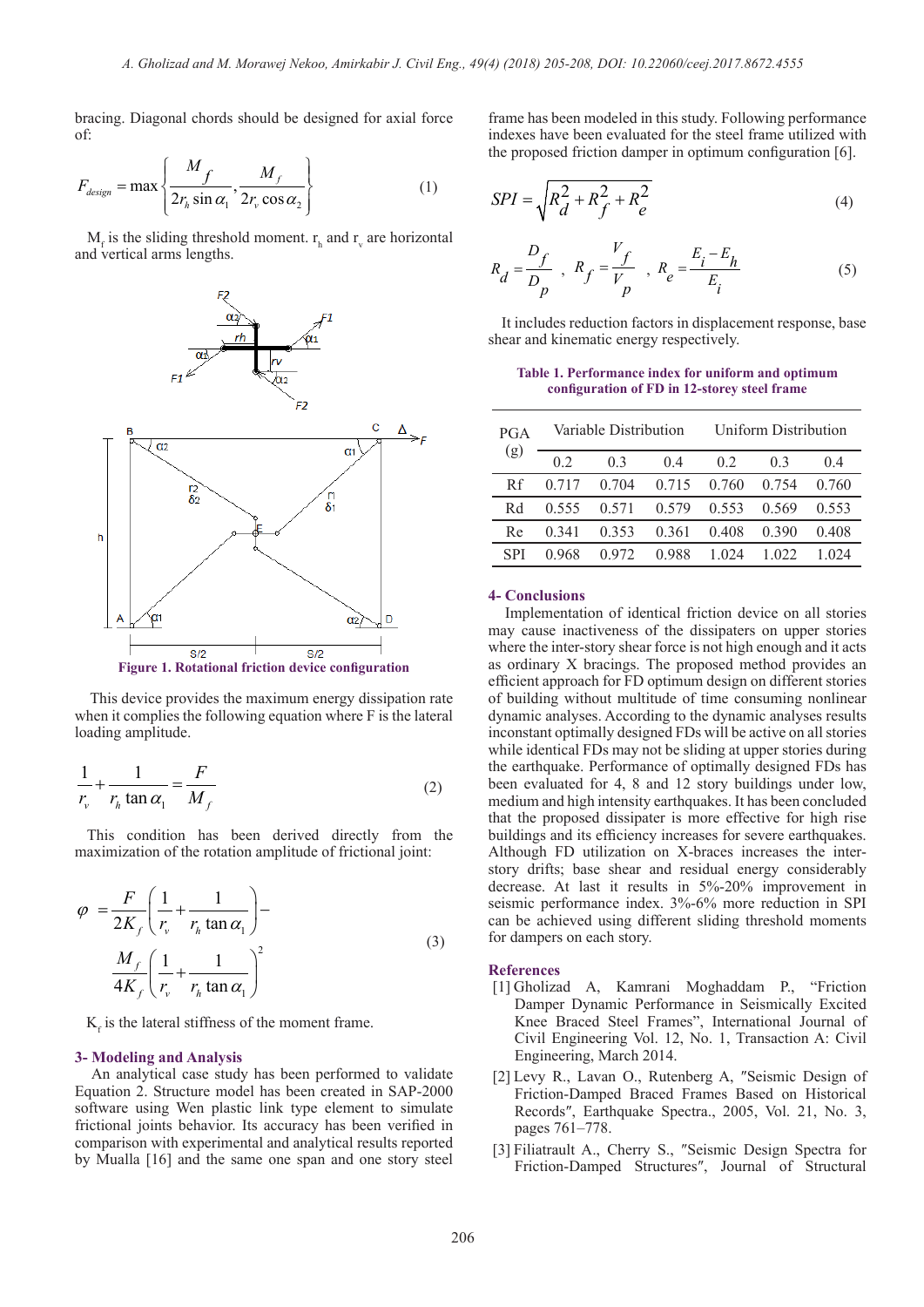bracing. Diagonal chords should be designed for axial force of:

$$F_{design} = \max\left\{ \frac{M_f}{2r_h \sin\alpha_1}, \frac{M_f}{2r_v \cos\alpha_2} \right\} \tag{1}$$

$M_f$ is the sliding threshold moment. $r_h$ and $r_v$ are horizontal and vertical arms lengths.

Figure 1. Rotational friction device configuration

This device provides the maximum energy dissipation rate when it complies the following equation where F is the lateral loading amplitude.

$$\frac{1}{r_v} + \frac{1}{r_h \tan\alpha_1} = \frac{F}{M_f} \tag{2}$$

This condition has been derived directly from the maximization of the rotation amplitude of frictional joint:

$$\varphi = \frac{F}{2K_f}\left(\frac{1}{r_v} + \frac{1}{r_h \tan\alpha_1}\right) - \frac{M_f}{4K_f}\left(\frac{1}{r_v} + \frac{1}{r_h \tan\alpha_1}\right)^2 \tag{3}$$

$K_f$ is the lateral stiffness of the moment frame.

## 3- Modeling and Analysis

An analytical case study has been performed to validate Equation 2. Structure model has been created in SAP-2000 software using Wen plastic link type element to simulate frictional joints behavior. Its accuracy has been verified in comparison with experimental and analytical results reported by Mualla [16] and the same one span and one story steel frame has been modeled in this study. Following performance indexes have been evaluated for the steel frame utilized with the proposed friction damper in optimum configuration [6].

$$SPI = \sqrt{R_d^2 + R_f^2 + R_e^2} \tag{4}$$

$$R_d = \frac{D_f}{D_p}, \quad R_f = \frac{V_f}{V_p}, \quad R_e = \frac{E_i - E_h}{E_i} \tag{5}$$

It includes reduction factors in displacement response, base shear and kinematic energy respectively.

**Table 1. Performance index for uniform and optimum configuration of FD in 12-storey steel frame**

| PGA (g) | Variable Distribution | | | Uniform Distribution | | |
|---|---|---|---|---|---|---|
| | 0.2 | 0.3 | 0.4 | 0.2 | 0.3 | 0.4 |
| Rf | 0.717 | 0.704 | 0.715 | 0.760 | 0.754 | 0.760 |
| Rd | 0.555 | 0.571 | 0.579 | 0.553 | 0.569 | 0.553 |
| Re | 0.341 | 0.353 | 0.361 | 0.408 | 0.390 | 0.408 |
| SPI | 0.968 | 0.972 | 0.988 | 1.024 | 1.022 | 1.024 |

## 4- Conclusions

Implementation of identical friction device on all stories may cause inactiveness of the dissipaters on upper stories where the inter-story shear force is not high enough and it acts as ordinary X bracings. The proposed method provides an efficient approach for FD optimum design on different stories of building without multitude of time consuming nonlinear dynamic analyses. According to the dynamic analyses results inconstant optimally designed FDs will be active on all stories while identical FDs may not be sliding at upper stories during the earthquake. Performance of optimally designed FDs has been evaluated for 4, 8 and 12 story buildings under low, medium and high intensity earthquakes. It has been concluded that the proposed dissipater is more effective for high rise buildings and its efficiency increases for severe earthquakes. Although FD utilization on X-braces increases the inter-story drifts; base shear and residual energy considerably decrease. At last it results in 5%-20% improvement in seismic performance index. 3%-6% more reduction in SPI can be achieved using different sliding threshold moments for dampers on each story.

## References

[1] Gholizad A, Kamrani Moghaddam P., "Friction Damper Dynamic Performance in Seismically Excited Knee Braced Steel Frames", International Journal of Civil Engineering Vol. 12, No. 1, Transaction A: Civil Engineering, March 2014.

[2] Levy R., Lavan O., Rutenberg A, "Seismic Design of Friction-Damped Braced Frames Based on Historical Records", Earthquake Spectra., 2005, Vol. 21, No. 3, pages 761–778.

[3] Filiatrault A., Cherry S., "Seismic Design Spectra for Friction-Damped Structures", Journal of Structural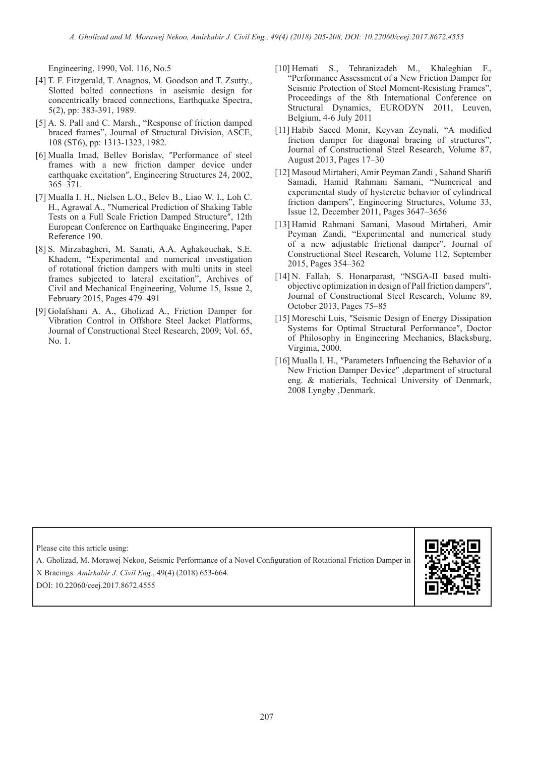Engineering, 1990, Vol. 116, No.5

[4] T. F. Fitzgerald, T. Anagnos, M. Goodson and T. Zsutty., Slotted bolted connections in aseismic design for concentrically braced connections, Earthquake Spectra, 5(2), pp: 383-391, 1989.

[5] A. S. Pall and C. Marsh., "Response of friction damped braced frames", Journal of Structural Division, ASCE, 108 (ST6), pp: 1313-1323, 1982.

[6] Mualla Imad, Bellev Borislav, ″Performance of steel frames with a new friction damper device under earthquake excitation″, Engineering Structures 24, 2002, 365–371.

[7] Mualla I. H., Nielsen L.O., Belev B., Liao W. I., Loh C. H., Agrawal A., ″Numerical Prediction of Shaking Table Tests on a Full Scale Friction Damped Structure″, 12th European Conference on Earthquake Engineering, Paper Reference 190.

[8] S. Mirzabagheri, M. Sanati, A.A. Aghakouchak, S.E. Khadem, "Experimental and numerical investigation of rotational friction dampers with multi units in steel frames subjected to lateral excitation", Archives of Civil and Mechanical Engineering, Volume 15, Issue 2, February 2015, Pages 479–491

[9] Golafshani A. A., Gholizad A., Friction Damper for Vibration Control in Offshore Steel Jacket Platforms, Journal of Constructional Steel Research, 2009; Vol. 65, No. 1.

[10] Hemati S., Tehranizadeh M., Khaleghian F., "Performance Assessment of a New Friction Damper for Seismic Protection of Steel Moment-Resisting Frames", Proceedings of the 8th International Conference on Structural Dynamics, EURODYN 2011, Leuven, Belgium, 4-6 July 2011

[11] Habib Saeed Monir, Keyvan Zeynali, "A modified friction damper for diagonal bracing of structures", Journal of Constructional Steel Research, Volume 87, August 2013, Pages 17–30

[12] Masoud Mirtaheri, Amir Peyman Zandi , Sahand Sharifi Samadi, Hamid Rahmani Samani, "Numerical and experimental study of hysteretic behavior of cylindrical friction dampers", Engineering Structures, Volume 33, Issue 12, December 2011, Pages 3647–3656

[13] Hamid Rahmani Samani, Masoud Mirtaheri, Amir Peyman Zandi, "Experimental and numerical study of a new adjustable frictional damper", Journal of Constructional Steel Research, Volume 112, September 2015, Pages 354–362

[14] N. Fallah, S. Honarparast, "NSGA-II based multi-objective optimization in design of Pall friction dampers", Journal of Constructional Steel Research, Volume 89, October 2013, Pages 75–85

[15] Moreschi Luis, ″Seismic Design of Energy Dissipation Systems for Optimal Structural Performance″, Doctor of Philosophy in Engineering Mechanics, Blacksburg, Virginia, 2000.

[16] Mualla I. H., ″Parameters Influencing the Behavior of a New Friction Damper Device″ ,department of structural eng. & matierials, Technical University of Denmark, 2008 Lyngby ,Denmark.

Please cite this article using:

A. Gholizad, M. Morawej Nekoo, Seismic Performance of a Novel Configuration of Rotational Friction Damper in X Bracings. *Amirkabir J. Civil Eng.*, 49(4) (2018) 653-664.

DOI: 10.22060/ceej.2017.8672.4555